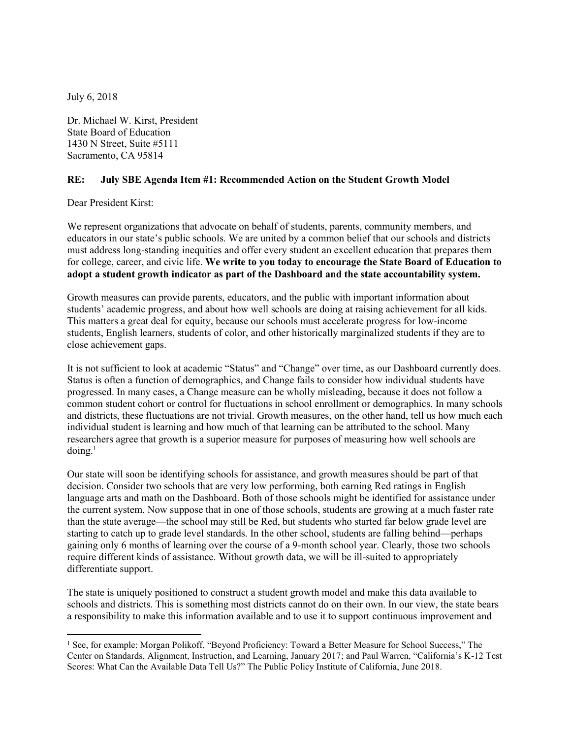July 6, 2018

Dr. Michael W. Kirst, President
State Board of Education
1430 N Street, Suite #5111
Sacramento, CA 95814

**RE: July SBE Agenda Item #1: Recommended Action on the Student Growth Model**

Dear President Kirst:

We represent organizations that advocate on behalf of students, parents, community members, and educators in our state's public schools. We are united by a common belief that our schools and districts must address long-standing inequities and offer every student an excellent education that prepares them for college, career, and civic life. **We write to you today to encourage the State Board of Education to adopt a student growth indicator as part of the Dashboard and the state accountability system.**

Growth measures can provide parents, educators, and the public with important information about students' academic progress, and about how well schools are doing at raising achievement for all kids. This matters a great deal for equity, because our schools must accelerate progress for low-income students, English learners, students of color, and other historically marginalized students if they are to close achievement gaps.

It is not sufficient to look at academic "Status" and "Change" over time, as our Dashboard currently does. Status is often a function of demographics, and Change fails to consider how individual students have progressed. In many cases, a Change measure can be wholly misleading, because it does not follow a common student cohort or control for fluctuations in school enrollment or demographics. In many schools and districts, these fluctuations are not trivial. Growth measures, on the other hand, tell us how much each individual student is learning and how much of that learning can be attributed to the school. Many researchers agree that growth is a superior measure for purposes of measuring how well schools are doing.[1]

Our state will soon be identifying schools for assistance, and growth measures should be part of that decision. Consider two schools that are very low performing, both earning Red ratings in English language arts and math on the Dashboard. Both of those schools might be identified for assistance under the current system. Now suppose that in one of those schools, students are growing at a much faster rate than the state average—the school may still be Red, but students who started far below grade level are starting to catch up to grade level standards. In the other school, students are falling behind—perhaps gaining only 6 months of learning over the course of a 9-month school year. Clearly, those two schools require different kinds of assistance. Without growth data, we will be ill-suited to appropriately differentiate support.

The state is uniquely positioned to construct a student growth model and make this data available to schools and districts. This is something most districts cannot do on their own. In our view, the state bears a responsibility to make this information available and to use it to support continuous improvement and

---

[1] See, for example: Morgan Polikoff, "Beyond Proficiency: Toward a Better Measure for School Success," The Center on Standards, Alignment, Instruction, and Learning, January 2017; and Paul Warren, "California's K-12 Test Scores: What Can the Available Data Tell Us?" The Public Policy Institute of California, June 2018.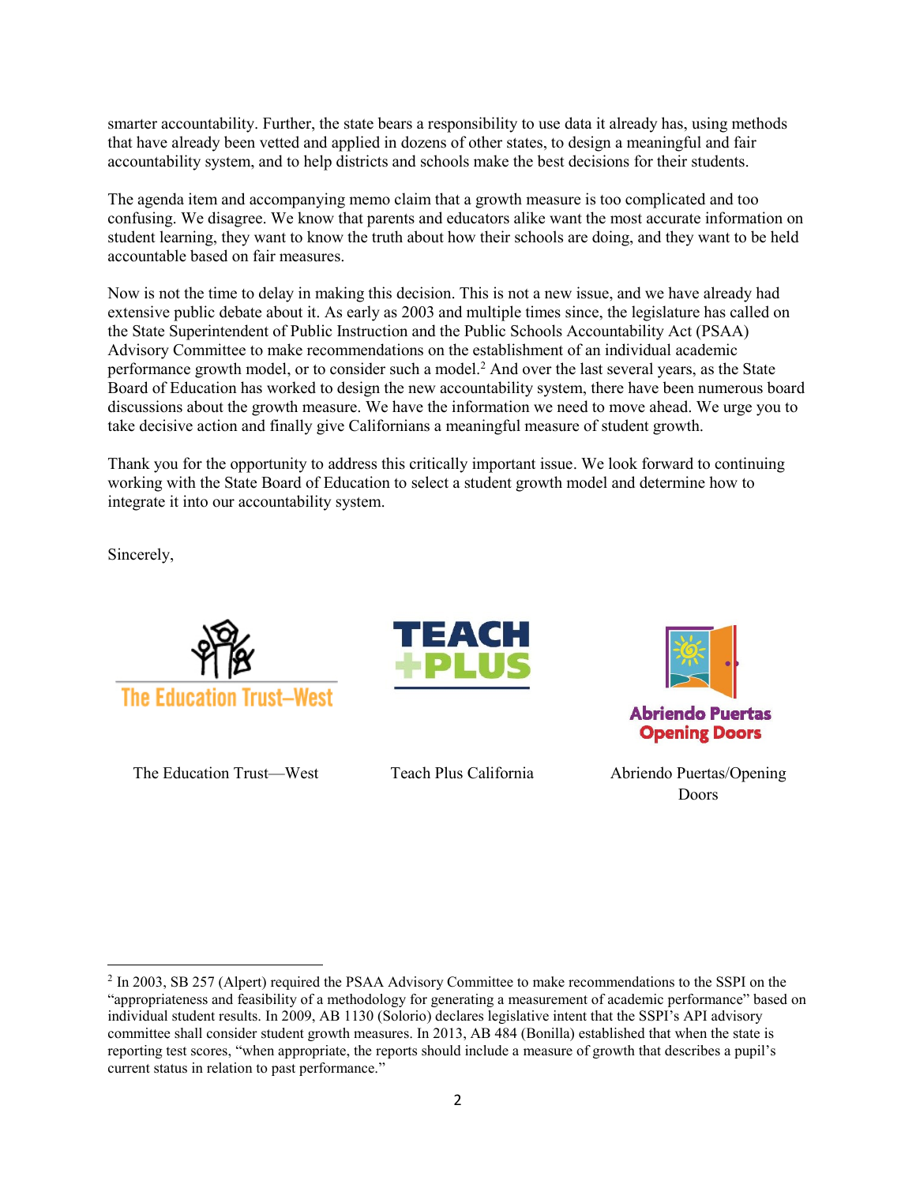smarter accountability. Further, the state bears a responsibility to use data it already has, using methods that have already been vetted and applied in dozens of other states, to design a meaningful and fair accountability system, and to help districts and schools make the best decisions for their students.

The agenda item and accompanying memo claim that a growth measure is too complicated and too confusing. We disagree. We know that parents and educators alike want the most accurate information on student learning, they want to know the truth about how their schools are doing, and they want to be held accountable based on fair measures.

Now is not the time to delay in making this decision. This is not a new issue, and we have already had extensive public debate about it. As early as 2003 and multiple times since, the legislature has called on the State Superintendent of Public Instruction and the Public Schools Accountability Act (PSAA) Advisory Committee to make recommendations on the establishment of an individual academic performance growth model, or to consider such a model.[2] And over the last several years, as the State Board of Education has worked to design the new accountability system, there have been numerous board discussions about the growth measure. We have the information we need to move ahead. We urge you to take decisive action and finally give Californians a meaningful measure of student growth.

Thank you for the opportunity to address this critically important issue. We look forward to continuing working with the State Board of Education to select a student growth model and determine how to integrate it into our accountability system.

Sincerely,

The Education Trust—West

Teach Plus California

Abriendo Puertas/Opening Doors

---

[2] In 2003, SB 257 (Alpert) required the PSAA Advisory Committee to make recommendations to the SSPI on the "appropriateness and feasibility of a methodology for generating a measurement of academic performance" based on individual student results. In 2009, AB 1130 (Solorio) declares legislative intent that the SSPI's API advisory committee shall consider student growth measures. In 2013, AB 484 (Bonilla) established that when the state is reporting test scores, "when appropriate, the reports should include a measure of growth that describes a pupil's current status in relation to past performance."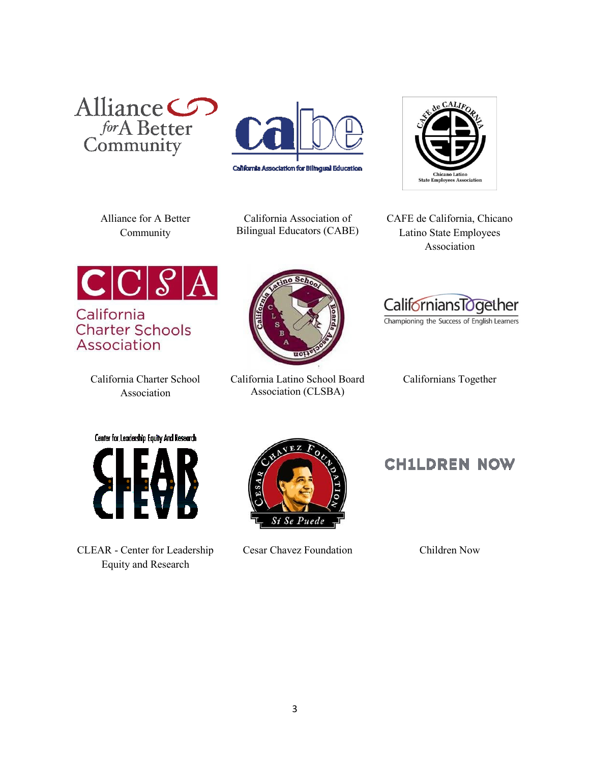Alliance for A Better Community

California Association of Bilingual Educators (CABE)

CAFE de California, Chicano Latino State Employees Association

California Charter School Association

California Latino School Board Association (CLSBA)

Californians Together

CLEAR - Center for Leadership Equity and Research

Cesar Chavez Foundation

Children Now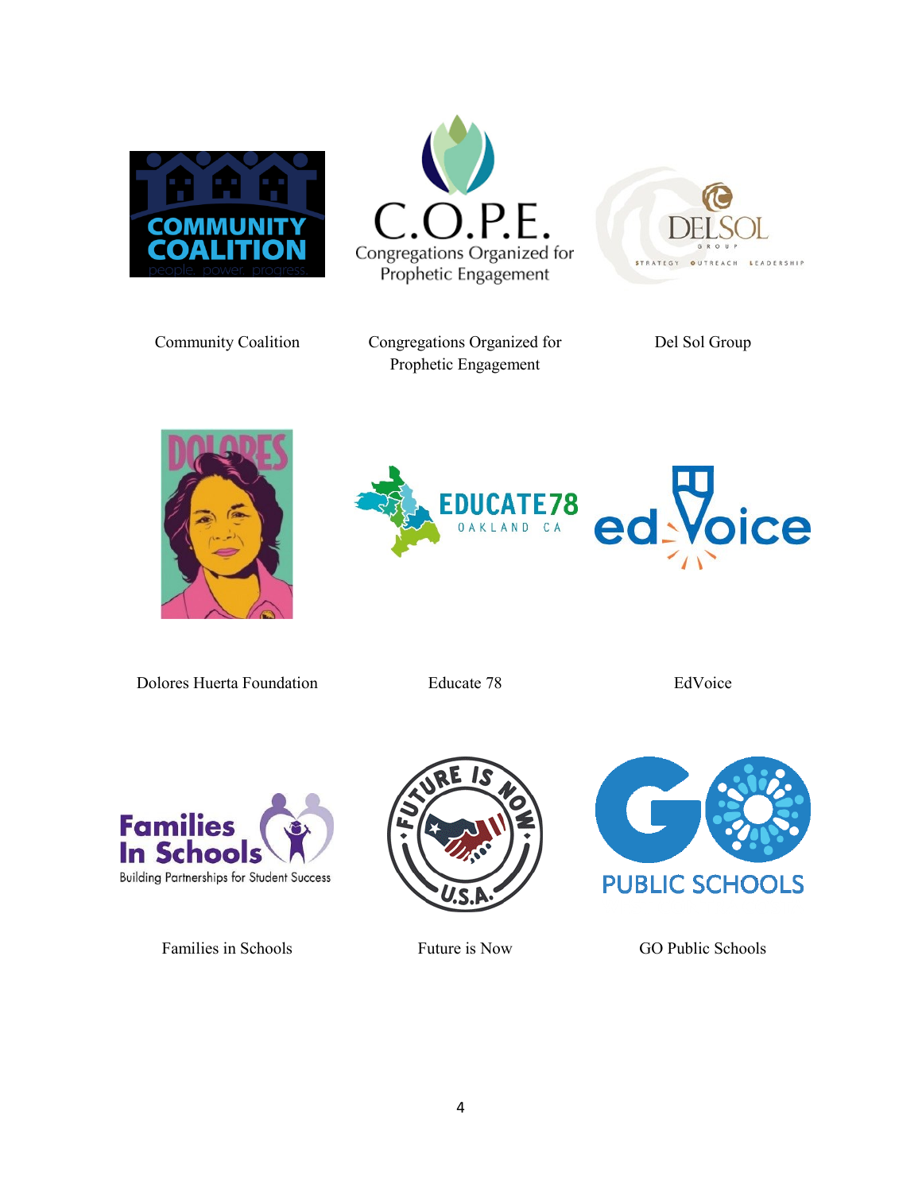| | | |
|---|---|---|
| Community Coalition | Congregations Organized for Prophetic Engagement | Del Sol Group |
| Dolores Huerta Foundation | Educate 78 | EdVoice |
| Families in Schools | Future is Now | GO Public Schools |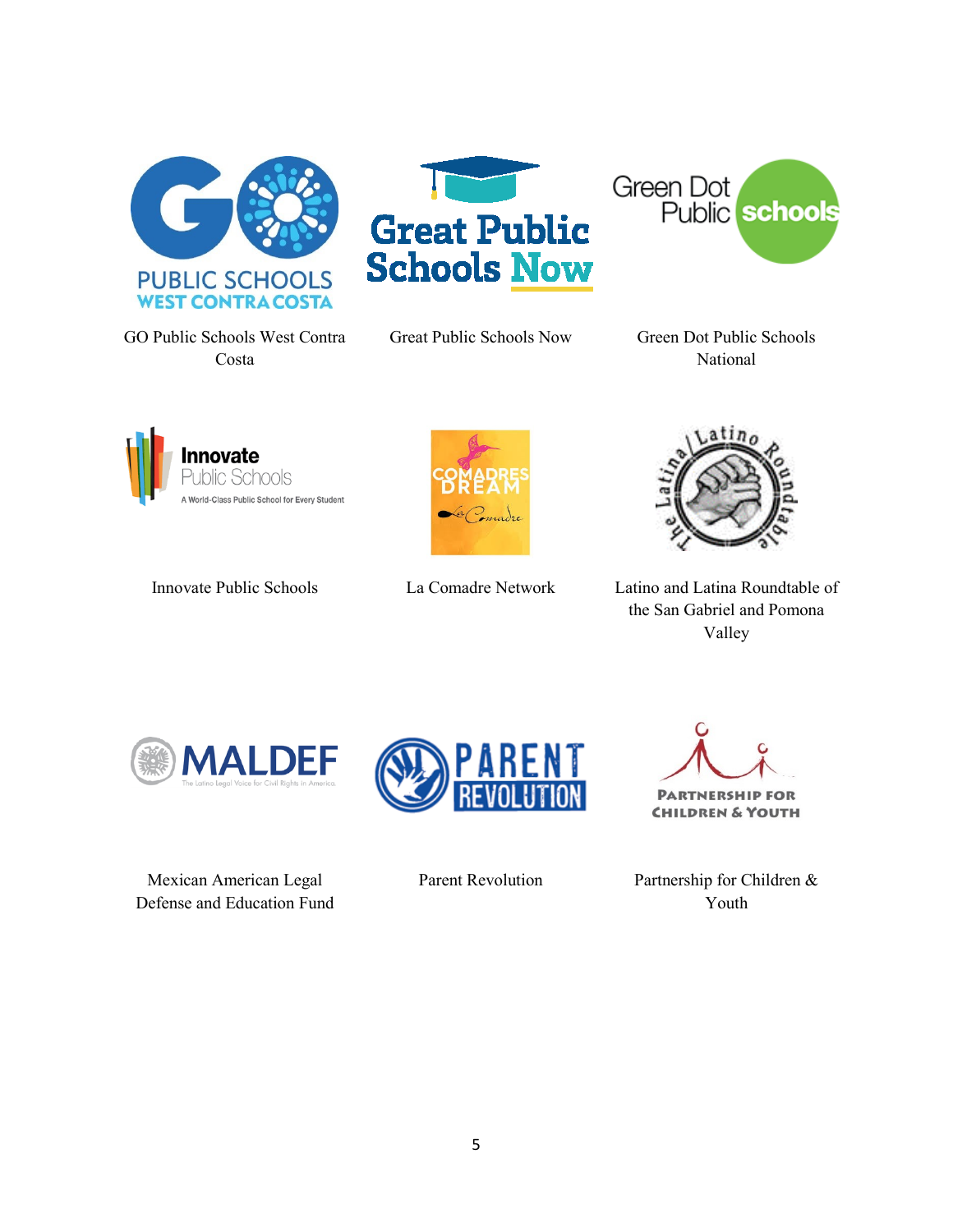GO Public Schools West Contra Costa

Great Public Schools Now

Green Dot Public Schools National

Innovate Public Schools

La Comadre Network

Latino and Latina Roundtable of the San Gabriel and Pomona Valley

Mexican American Legal Defense and Education Fund

Parent Revolution

Partnership for Children & Youth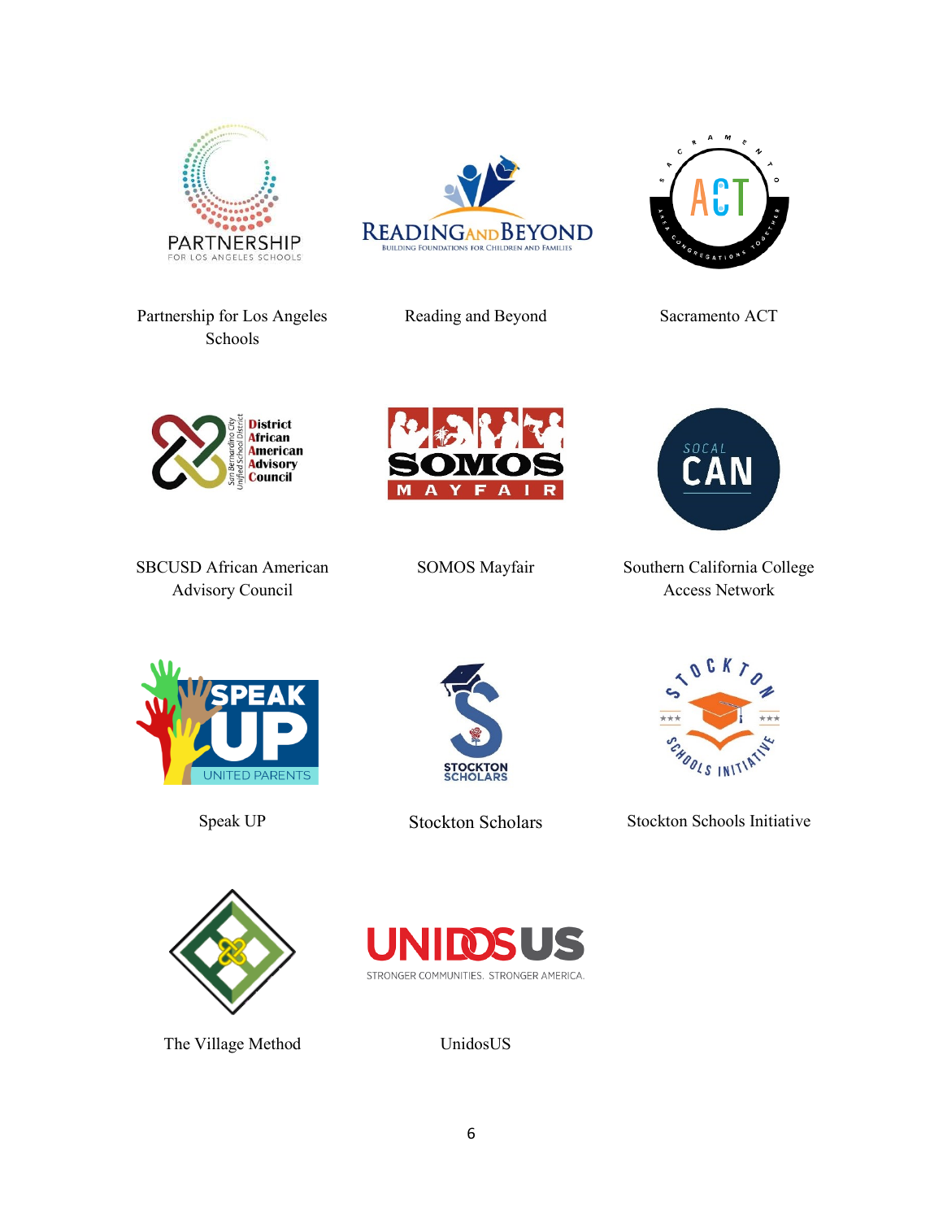Partnership for Los Angeles Schools

Reading and Beyond

Sacramento ACT

SBCUSD African American Advisory Council

SOMOS Mayfair

Southern California College Access Network

Speak UP

Stockton Scholars

Stockton Schools Initiative

The Village Method

UnidosUS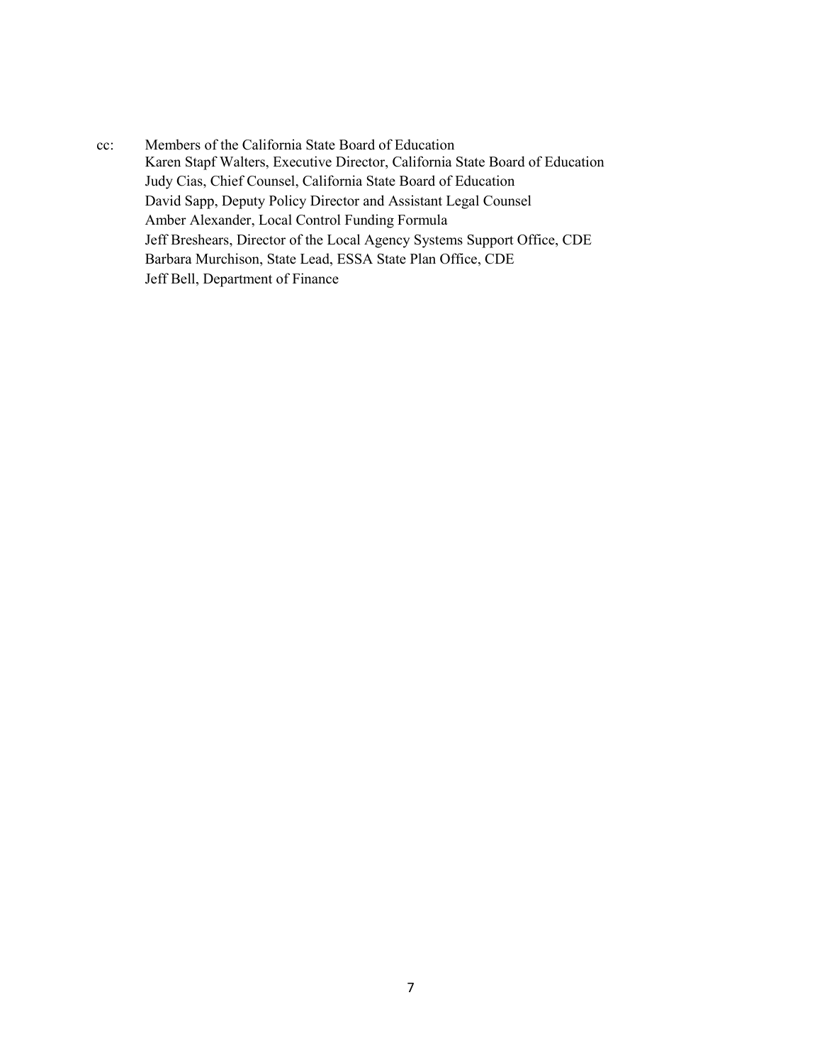cc: Members of the California State Board of Education
Karen Stapf Walters, Executive Director, California State Board of Education
Judy Cias, Chief Counsel, California State Board of Education
David Sapp, Deputy Policy Director and Assistant Legal Counsel
Amber Alexander, Local Control Funding Formula
Jeff Breshears, Director of the Local Agency Systems Support Office, CDE
Barbara Murchison, State Lead, ESSA State Plan Office, CDE
Jeff Bell, Department of Finance